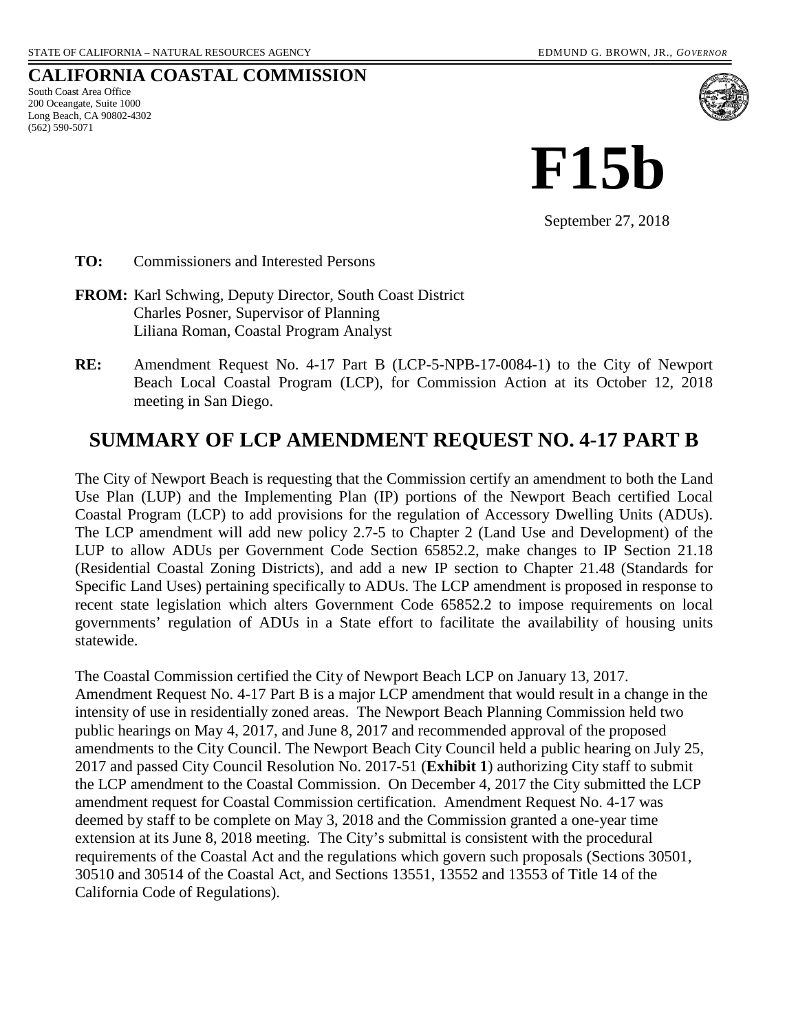STATE OF CALIFORNIA – NATURAL RESOURCES AGENCY EDMUND G. BROWN, JR., *GOVERNOR*

# CALIFORNIA COASTAL COMMISSION

South Coast Area Office
200 Oceangate, Suite 1000
Long Beach, CA 90802-4302
(562) 590-5071

# F15b

September 27, 2018

**TO:** Commissioners and Interested Persons

**FROM:** Karl Schwing, Deputy Director, South Coast District
Charles Posner, Supervisor of Planning
Liliana Roman, Coastal Program Analyst

**RE:** Amendment Request No. 4-17 Part B (LCP-5-NPB-17-0084-1) to the City of Newport Beach Local Coastal Program (LCP), for Commission Action at its October 12, 2018 meeting in San Diego.

## SUMMARY OF LCP AMENDMENT REQUEST NO. 4-17 PART B

The City of Newport Beach is requesting that the Commission certify an amendment to both the Land Use Plan (LUP) and the Implementing Plan (IP) portions of the Newport Beach certified Local Coastal Program (LCP) to add provisions for the regulation of Accessory Dwelling Units (ADUs). The LCP amendment will add new policy 2.7-5 to Chapter 2 (Land Use and Development) of the LUP to allow ADUs per Government Code Section 65852.2, make changes to IP Section 21.18 (Residential Coastal Zoning Districts), and add a new IP section to Chapter 21.48 (Standards for Specific Land Uses) pertaining specifically to ADUs. The LCP amendment is proposed in response to recent state legislation which alters Government Code 65852.2 to impose requirements on local governments' regulation of ADUs in a State effort to facilitate the availability of housing units statewide.

The Coastal Commission certified the City of Newport Beach LCP on January 13, 2017. Amendment Request No. 4-17 Part B is a major LCP amendment that would result in a change in the intensity of use in residentially zoned areas. The Newport Beach Planning Commission held two public hearings on May 4, 2017, and June 8, 2017 and recommended approval of the proposed amendments to the City Council. The Newport Beach City Council held a public hearing on July 25, 2017 and passed City Council Resolution No. 2017-51 (**Exhibit 1**) authorizing City staff to submit the LCP amendment to the Coastal Commission. On December 4, 2017 the City submitted the LCP amendment request for Coastal Commission certification. Amendment Request No. 4-17 was deemed by staff to be complete on May 3, 2018 and the Commission granted a one-year time extension at its June 8, 2018 meeting. The City's submittal is consistent with the procedural requirements of the Coastal Act and the regulations which govern such proposals (Sections 30501, 30510 and 30514 of the Coastal Act, and Sections 13551, 13552 and 13553 of Title 14 of the California Code of Regulations).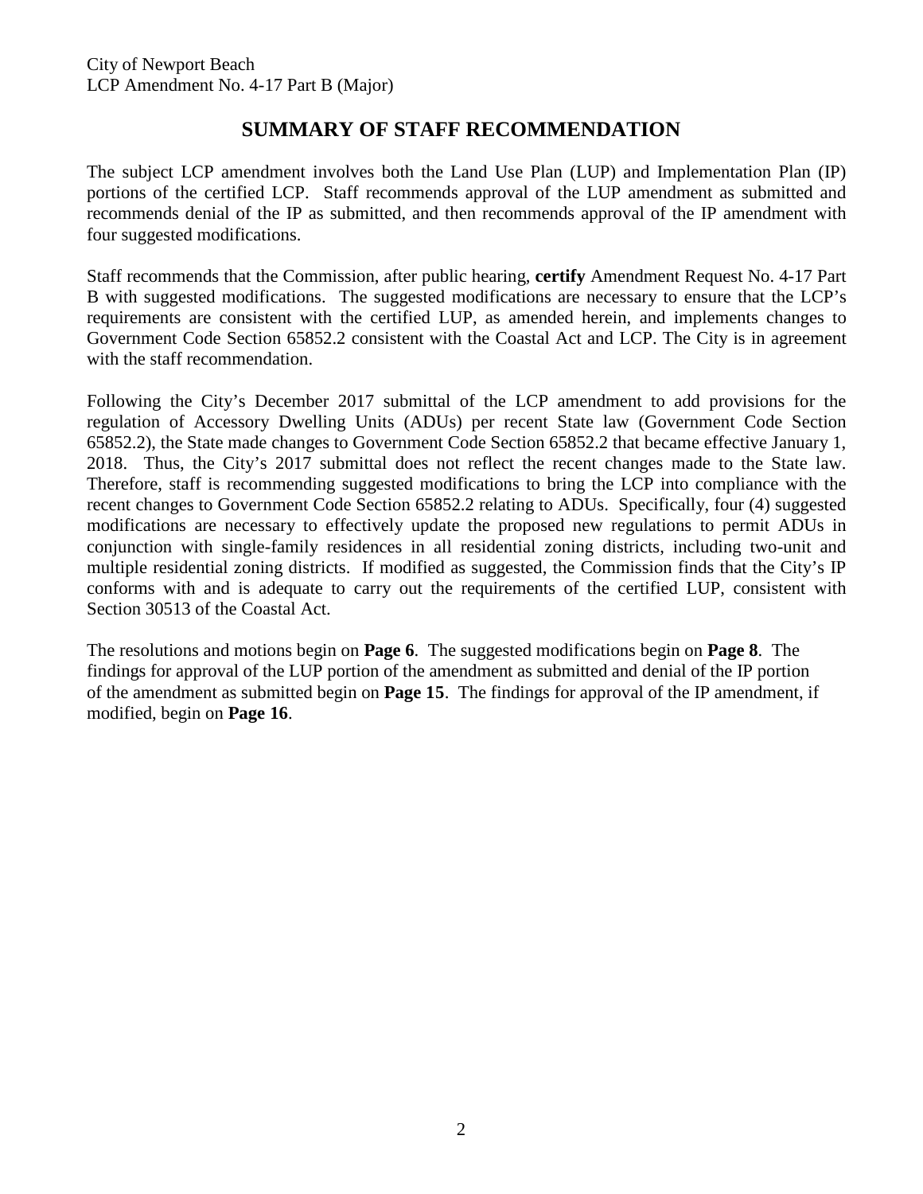## SUMMARY OF STAFF RECOMMENDATION

The subject LCP amendment involves both the Land Use Plan (LUP) and Implementation Plan (IP) portions of the certified LCP. Staff recommends approval of the LUP amendment as submitted and recommends denial of the IP as submitted, and then recommends approval of the IP amendment with four suggested modifications.

Staff recommends that the Commission, after public hearing, **certify** Amendment Request No. 4-17 Part B with suggested modifications. The suggested modifications are necessary to ensure that the LCP's requirements are consistent with the certified LUP, as amended herein, and implements changes to Government Code Section 65852.2 consistent with the Coastal Act and LCP. The City is in agreement with the staff recommendation.

Following the City's December 2017 submittal of the LCP amendment to add provisions for the regulation of Accessory Dwelling Units (ADUs) per recent State law (Government Code Section 65852.2), the State made changes to Government Code Section 65852.2 that became effective January 1, 2018. Thus, the City's 2017 submittal does not reflect the recent changes made to the State law. Therefore, staff is recommending suggested modifications to bring the LCP into compliance with the recent changes to Government Code Section 65852.2 relating to ADUs. Specifically, four (4) suggested modifications are necessary to effectively update the proposed new regulations to permit ADUs in conjunction with single-family residences in all residential zoning districts, including two-unit and multiple residential zoning districts. If modified as suggested, the Commission finds that the City's IP conforms with and is adequate to carry out the requirements of the certified LUP, consistent with Section 30513 of the Coastal Act.

The resolutions and motions begin on **Page 6**. The suggested modifications begin on **Page 8**. The findings for approval of the LUP portion of the amendment as submitted and denial of the IP portion of the amendment as submitted begin on **Page 15**. The findings for approval of the IP amendment, if modified, begin on **Page 16**.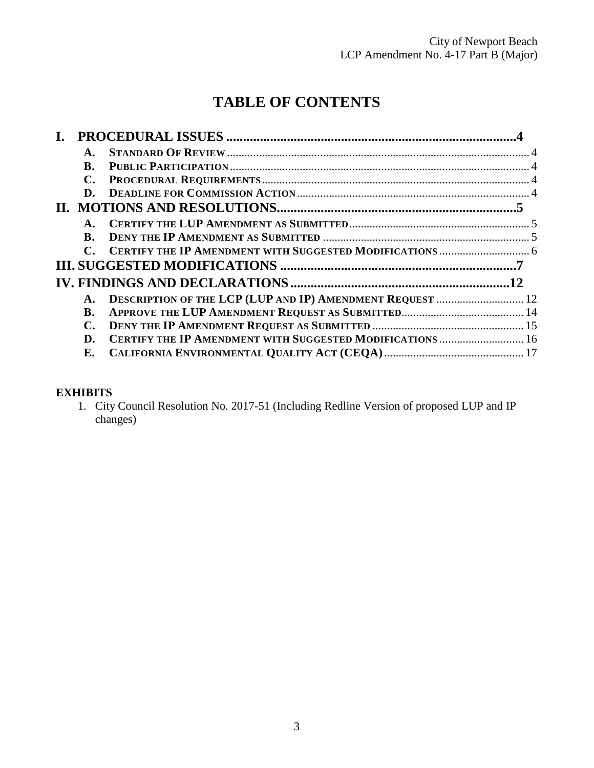# TABLE OF CONTENTS

**I. PROCEDURAL ISSUES ..................................................................................4**

- **A. STANDARD OF REVIEW** ........................................................................................................ 4
- **B. PUBLIC PARTICIPATION** ...................................................................................................... 4
- **C. PROCEDURAL REQUIREMENTS** ........................................................................................... 4
- **D. DEADLINE FOR COMMISSION ACTION** ............................................................................... 4

**II. MOTIONS AND RESOLUTIONS......................................................................5**

- **A. CERTIFY THE LUP AMENDMENT AS SUBMITTED** ............................................................... 5
- **B. DENY THE IP AMENDMENT AS SUBMITTED** ........................................................................ 5
- **C. CERTIFY THE IP AMENDMENT WITH SUGGESTED MODIFICATIONS** ................................. 6

**III. SUGGESTED MODIFICATIONS ......................................................................7**

**IV. FINDINGS AND DECLARATIONS.................................................................12**

- **A. DESCRIPTION OF THE LCP (LUP AND IP) AMENDMENT REQUEST** ................................ 12
- **B. APPROVE THE LUP AMENDMENT REQUEST AS SUBMITTED**............................................ 14
- **C. DENY THE IP AMENDMENT REQUEST AS SUBMITTED** ...................................................... 15
- **D. CERTIFY THE IP AMENDMENT WITH SUGGESTED MODIFICATIONS** ............................... 16
- **E. CALIFORNIA ENVIRONMENTAL QUALITY ACT (CEQA)** .................................................. 17

**EXHIBITS**

1. City Council Resolution No. 2017-51 (Including Redline Version of proposed LUP and IP changes)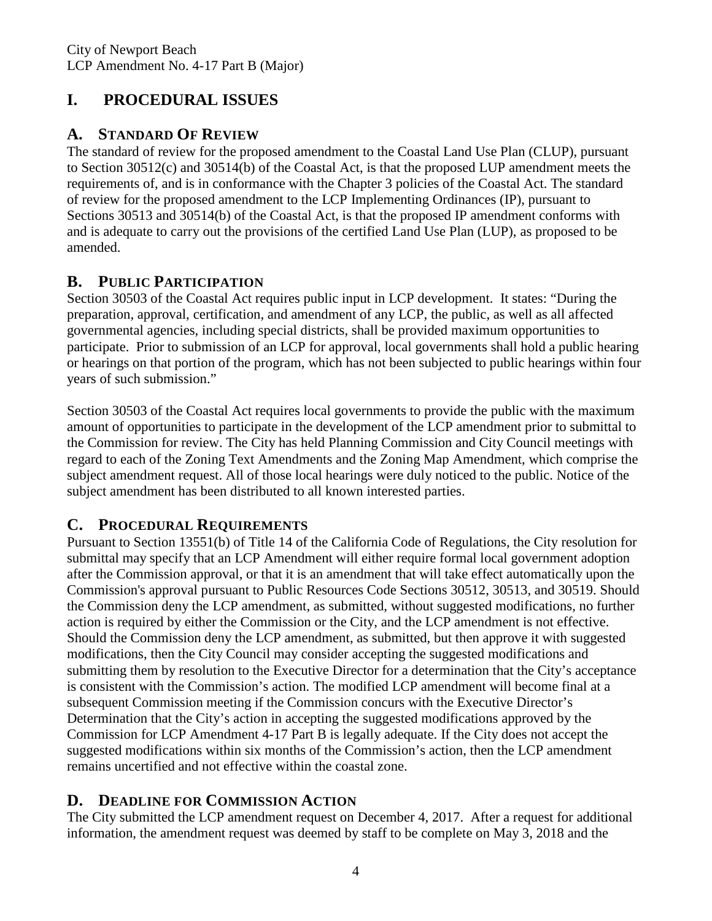# I. PROCEDURAL ISSUES

## A. STANDARD OF REVIEW

The standard of review for the proposed amendment to the Coastal Land Use Plan (CLUP), pursuant to Section 30512(c) and 30514(b) of the Coastal Act, is that the proposed LUP amendment meets the requirements of, and is in conformance with the Chapter 3 policies of the Coastal Act. The standard of review for the proposed amendment to the LCP Implementing Ordinances (IP), pursuant to Sections 30513 and 30514(b) of the Coastal Act, is that the proposed IP amendment conforms with and is adequate to carry out the provisions of the certified Land Use Plan (LUP), as proposed to be amended.

## B. PUBLIC PARTICIPATION

Section 30503 of the Coastal Act requires public input in LCP development. It states: "During the preparation, approval, certification, and amendment of any LCP, the public, as well as all affected governmental agencies, including special districts, shall be provided maximum opportunities to participate. Prior to submission of an LCP for approval, local governments shall hold a public hearing or hearings on that portion of the program, which has not been subjected to public hearings within four years of such submission."

Section 30503 of the Coastal Act requires local governments to provide the public with the maximum amount of opportunities to participate in the development of the LCP amendment prior to submittal to the Commission for review. The City has held Planning Commission and City Council meetings with regard to each of the Zoning Text Amendments and the Zoning Map Amendment, which comprise the subject amendment request. All of those local hearings were duly noticed to the public. Notice of the subject amendment has been distributed to all known interested parties.

## C. PROCEDURAL REQUIREMENTS

Pursuant to Section 13551(b) of Title 14 of the California Code of Regulations, the City resolution for submittal may specify that an LCP Amendment will either require formal local government adoption after the Commission approval, or that it is an amendment that will take effect automatically upon the Commission's approval pursuant to Public Resources Code Sections 30512, 30513, and 30519. Should the Commission deny the LCP amendment, as submitted, without suggested modifications, no further action is required by either the Commission or the City, and the LCP amendment is not effective. Should the Commission deny the LCP amendment, as submitted, but then approve it with suggested modifications, then the City Council may consider accepting the suggested modifications and submitting them by resolution to the Executive Director for a determination that the City's acceptance is consistent with the Commission's action. The modified LCP amendment will become final at a subsequent Commission meeting if the Commission concurs with the Executive Director's Determination that the City's action in accepting the suggested modifications approved by the Commission for LCP Amendment 4-17 Part B is legally adequate. If the City does not accept the suggested modifications within six months of the Commission's action, then the LCP amendment remains uncertified and not effective within the coastal zone.

## D. DEADLINE FOR COMMISSION ACTION

The City submitted the LCP amendment request on December 4, 2017. After a request for additional information, the amendment request was deemed by staff to be complete on May 3, 2018 and the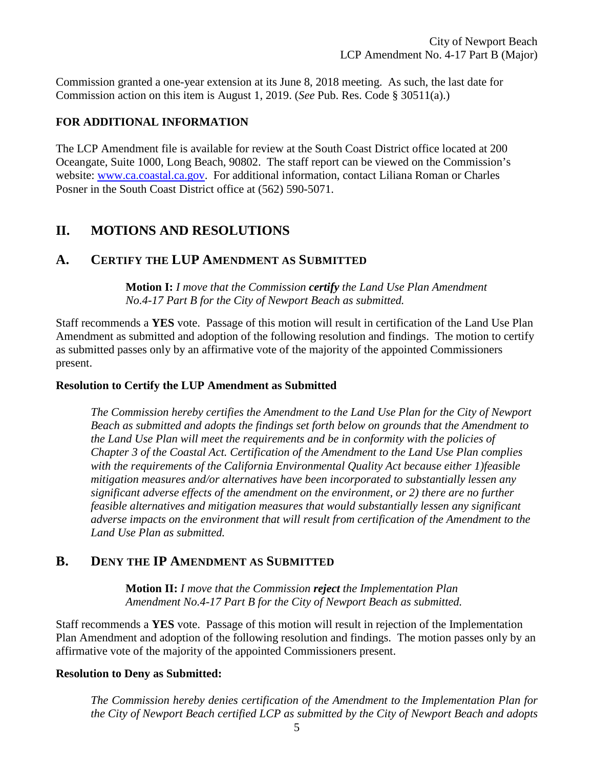Commission granted a one-year extension at its June 8, 2018 meeting. As such, the last date for Commission action on this item is August 1, 2019. (*See* Pub. Res. Code § 30511(a).)

**FOR ADDITIONAL INFORMATION**

The LCP Amendment file is available for review at the South Coast District office located at 200 Oceangate, Suite 1000, Long Beach, 90802. The staff report can be viewed on the Commission's website: www.ca.coastal.ca.gov. For additional information, contact Liliana Roman or Charles Posner in the South Coast District office at (562) 590-5071.

# II. MOTIONS AND RESOLUTIONS

## A. CERTIFY THE LUP AMENDMENT AS SUBMITTED

> **Motion I:** *I move that the Commission **certify** the Land Use Plan Amendment No.4-17 Part B for the City of Newport Beach as submitted.*

Staff recommends a **YES** vote. Passage of this motion will result in certification of the Land Use Plan Amendment as submitted and adoption of the following resolution and findings. The motion to certify as submitted passes only by an affirmative vote of the majority of the appointed Commissioners present.

**Resolution to Certify the LUP Amendment as Submitted**

> *The Commission hereby certifies the Amendment to the Land Use Plan for the City of Newport Beach as submitted and adopts the findings set forth below on grounds that the Amendment to the Land Use Plan will meet the requirements and be in conformity with the policies of Chapter 3 of the Coastal Act. Certification of the Amendment to the Land Use Plan complies with the requirements of the California Environmental Quality Act because either 1)feasible mitigation measures and/or alternatives have been incorporated to substantially lessen any significant adverse effects of the amendment on the environment, or 2) there are no further feasible alternatives and mitigation measures that would substantially lessen any significant adverse impacts on the environment that will result from certification of the Amendment to the Land Use Plan as submitted.*

## B. DENY THE IP AMENDMENT AS SUBMITTED

> **Motion II:** *I move that the Commission **reject** the Implementation Plan Amendment No.4-17 Part B for the City of Newport Beach as submitted.*

Staff recommends a **YES** vote. Passage of this motion will result in rejection of the Implementation Plan Amendment and adoption of the following resolution and findings. The motion passes only by an affirmative vote of the majority of the appointed Commissioners present.

**Resolution to Deny as Submitted:**

> *The Commission hereby denies certification of the Amendment to the Implementation Plan for the City of Newport Beach certified LCP as submitted by the City of Newport Beach and adopts*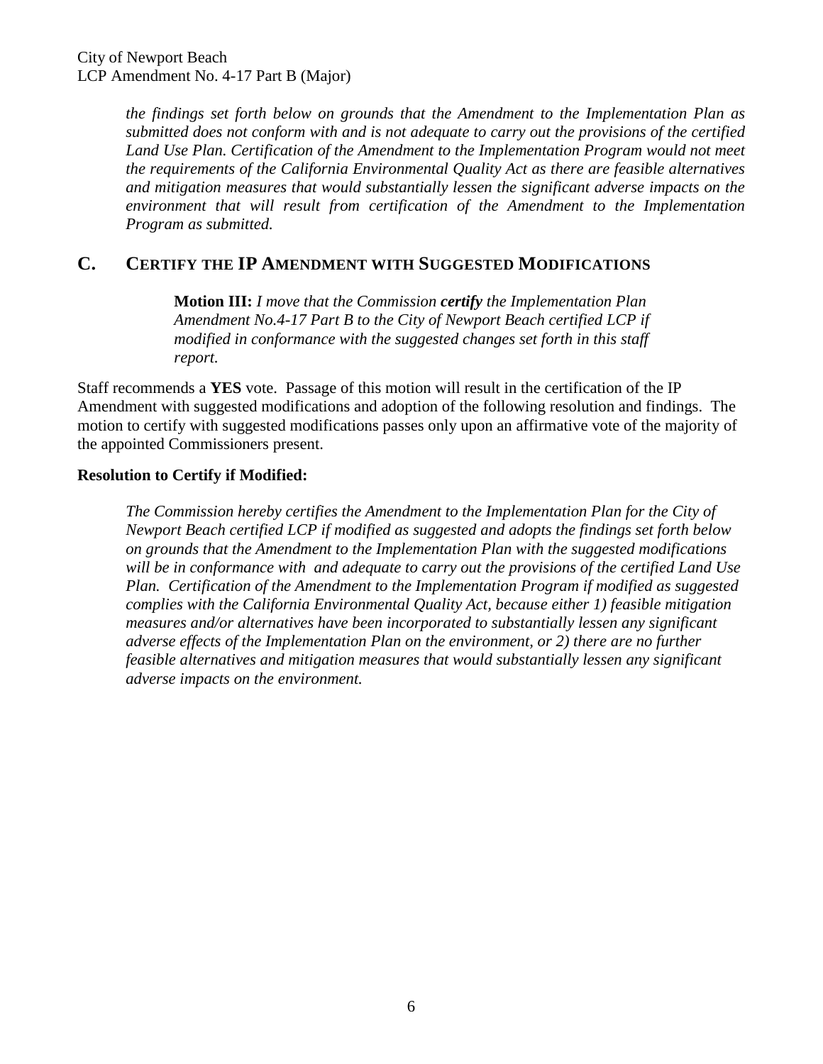*the findings set forth below on grounds that the Amendment to the Implementation Plan as submitted does not conform with and is not adequate to carry out the provisions of the certified Land Use Plan. Certification of the Amendment to the Implementation Program would not meet the requirements of the California Environmental Quality Act as there are feasible alternatives and mitigation measures that would substantially lessen the significant adverse impacts on the environment that will result from certification of the Amendment to the Implementation Program as submitted.*

## C. CERTIFY THE IP AMENDMENT WITH SUGGESTED MODIFICATIONS

> **Motion III:** *I move that the Commission **certify** the Implementation Plan Amendment No.4-17 Part B to the City of Newport Beach certified LCP if modified in conformance with the suggested changes set forth in this staff report.*

Staff recommends a **YES** vote. Passage of this motion will result in the certification of the IP Amendment with suggested modifications and adoption of the following resolution and findings. The motion to certify with suggested modifications passes only upon an affirmative vote of the majority of the appointed Commissioners present.

**Resolution to Certify if Modified:**

*The Commission hereby certifies the Amendment to the Implementation Plan for the City of Newport Beach certified LCP if modified as suggested and adopts the findings set forth below on grounds that the Amendment to the Implementation Plan with the suggested modifications will be in conformance with and adequate to carry out the provisions of the certified Land Use Plan. Certification of the Amendment to the Implementation Program if modified as suggested complies with the California Environmental Quality Act, because either 1) feasible mitigation measures and/or alternatives have been incorporated to substantially lessen any significant adverse effects of the Implementation Plan on the environment, or 2) there are no further feasible alternatives and mitigation measures that would substantially lessen any significant adverse impacts on the environment.*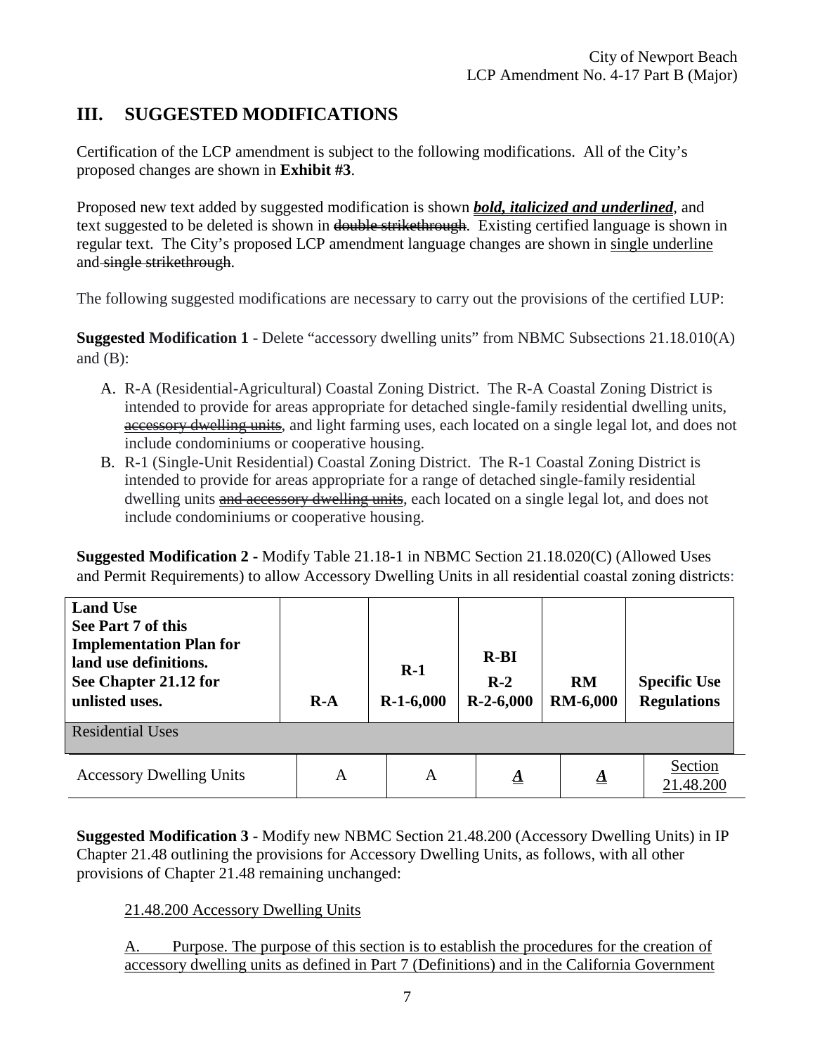## III. SUGGESTED MODIFICATIONS

Certification of the LCP amendment is subject to the following modifications. All of the City's proposed changes are shown in **Exhibit #3**.

Proposed new text added by suggested modification is shown ***<u>bold, italicized and underlined</u>***, and text suggested to be deleted is shown in ~~double strikethrough~~. Existing certified language is shown in regular text. The City's proposed LCP amendment language changes are shown in <u>single underline</u> and ~~single strikethrough~~.

The following suggested modifications are necessary to carry out the provisions of the certified LUP:

**Suggested Modification 1 -** Delete "accessory dwelling units" from NBMC Subsections 21.18.010(A) and (B):

A. R-A (Residential-Agricultural) Coastal Zoning District. The R-A Coastal Zoning District is intended to provide for areas appropriate for detached single-family residential dwelling units, ~~accessory dwelling units~~, and light farming uses, each located on a single legal lot, and does not include condominiums or cooperative housing.

B. R-1 (Single-Unit Residential) Coastal Zoning District. The R-1 Coastal Zoning District is intended to provide for areas appropriate for a range of detached single-family residential dwelling units ~~and accessory dwelling units~~, each located on a single legal lot, and does not include condominiums or cooperative housing.

**Suggested Modification 2 -** Modify Table 21.18-1 in NBMC Section 21.18.020(C) (Allowed Uses and Permit Requirements) to allow Accessory Dwelling Units in all residential coastal zoning districts:

| **Land Use**<br>**See Part 7 of this Implementation Plan for land use definitions.**<br>**See Chapter 21.12 for unlisted uses.** | **R-A** | **R-1**<br>**R-1-6,000** | **R-BI**<br>**R-2**<br>**R-2-6,000** | **RM**<br>**RM-6,000** | **Specific Use Regulations** |
|---|---|---|---|---|---|
| Residential Uses | | | | | |
| Accessory Dwelling Units | A | A | ***<u>A</u>*** | ***<u>A</u>*** | <u>Section 21.48.200</u> |

**Suggested Modification 3 -** Modify new NBMC Section 21.48.200 (Accessory Dwelling Units) in IP Chapter 21.48 outlining the provisions for Accessory Dwelling Units, as follows, with all other provisions of Chapter 21.48 remaining unchanged:

<u>21.48.200 Accessory Dwelling Units</u>

<u>A. Purpose. The purpose of this section is to establish the procedures for the creation of accessory dwelling units as defined in Part 7 (Definitions) and in the California Government</u>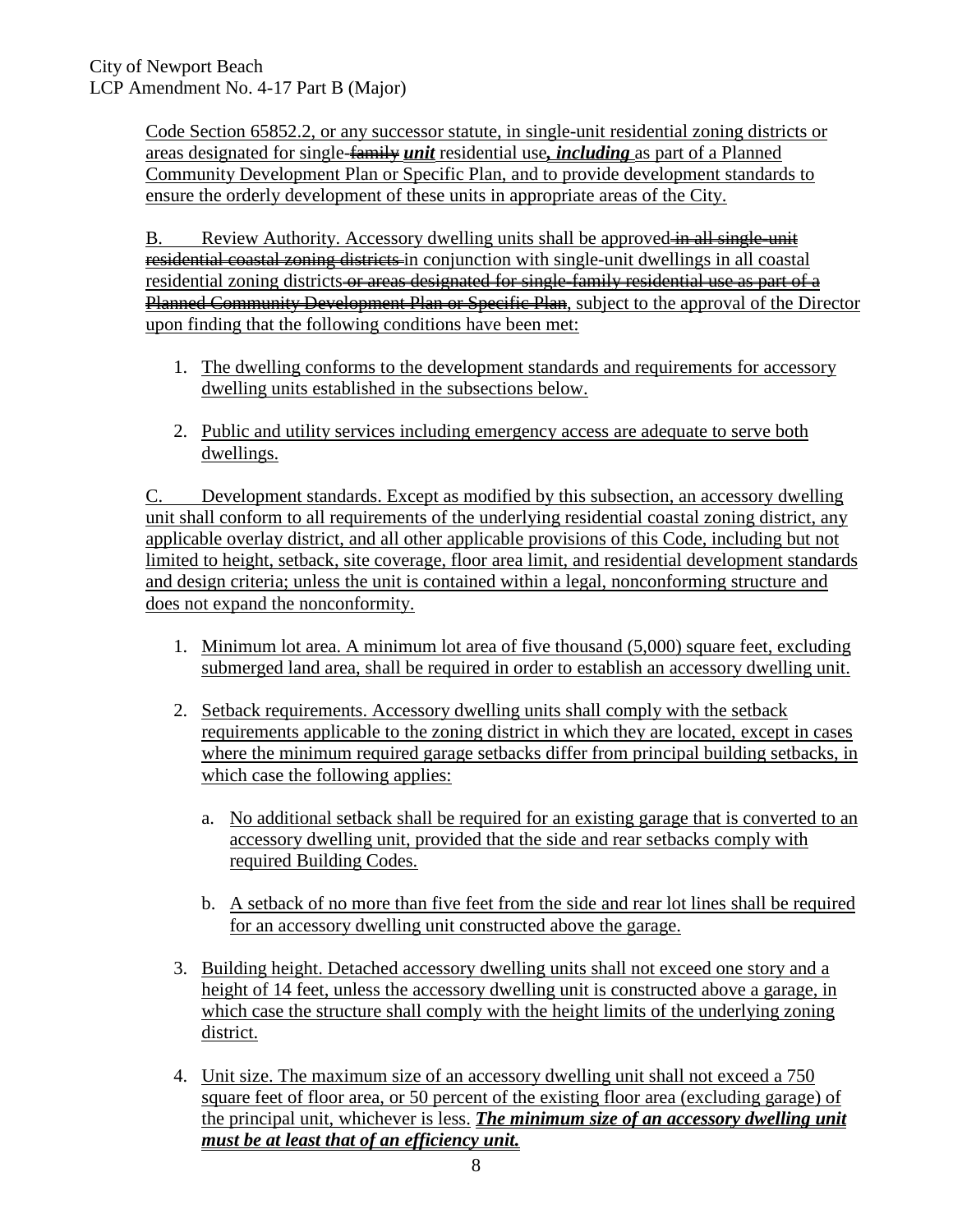Code Section 65852.2, or any successor statute, in single-unit residential zoning districts or areas designated for single-~~family~~ ***unit*** residential use***, including*** as part of a Planned Community Development Plan or Specific Plan, and to provide development standards to ensure the orderly development of these units in appropriate areas of the City.

B. Review Authority. Accessory dwelling units shall be approved ~~in all single-unit residential coastal zoning districts~~ in conjunction with single-unit dwellings in all coastal residential zoning districts ~~or areas designated for single-family residential use as part of a Planned Community Development Plan or Specific Plan~~, subject to the approval of the Director upon finding that the following conditions have been met:

1. The dwelling conforms to the development standards and requirements for accessory dwelling units established in the subsections below.

2. Public and utility services including emergency access are adequate to serve both dwellings.

C. Development standards. Except as modified by this subsection, an accessory dwelling unit shall conform to all requirements of the underlying residential coastal zoning district, any applicable overlay district, and all other applicable provisions of this Code, including but not limited to height, setback, site coverage, floor area limit, and residential development standards and design criteria; unless the unit is contained within a legal, nonconforming structure and does not expand the nonconformity.

1. Minimum lot area. A minimum lot area of five thousand (5,000) square feet, excluding submerged land area, shall be required in order to establish an accessory dwelling unit.

2. Setback requirements. Accessory dwelling units shall comply with the setback requirements applicable to the zoning district in which they are located, except in cases where the minimum required garage setbacks differ from principal building setbacks, in which case the following applies:

   a. No additional setback shall be required for an existing garage that is converted to an accessory dwelling unit, provided that the side and rear setbacks comply with required Building Codes.

   b. A setback of no more than five feet from the side and rear lot lines shall be required for an accessory dwelling unit constructed above the garage.

3. Building height. Detached accessory dwelling units shall not exceed one story and a height of 14 feet, unless the accessory dwelling unit is constructed above a garage, in which case the structure shall comply with the height limits of the underlying zoning district.

4. Unit size. The maximum size of an accessory dwelling unit shall not exceed a 750 square feet of floor area, or 50 percent of the existing floor area (excluding garage) of the principal unit, whichever is less. ***The minimum size of an accessory dwelling unit must be at least that of an efficiency unit.***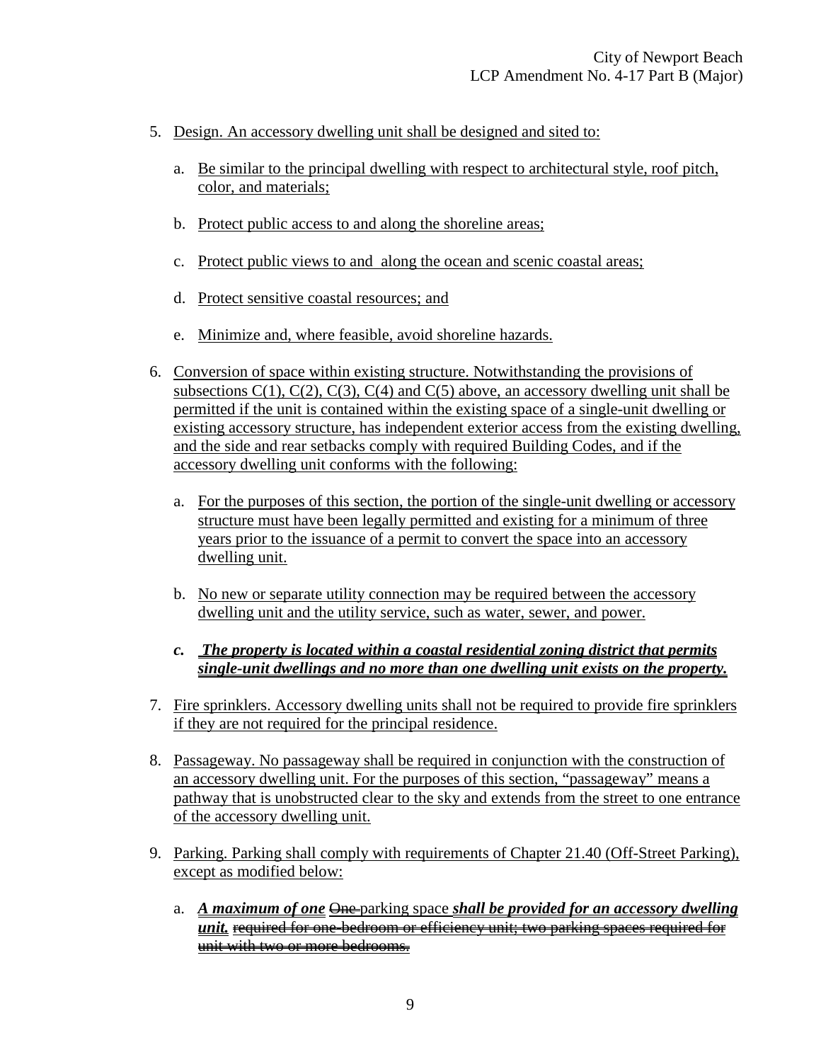5. Design. An accessory dwelling unit shall be designed and sited to:

   a. Be similar to the principal dwelling with respect to architectural style, roof pitch, color, and materials;

   b. Protect public access to and along the shoreline areas;

   c. Protect public views to and along the ocean and scenic coastal areas;

   d. Protect sensitive coastal resources; and

   e. Minimize and, where feasible, avoid shoreline hazards.

6. Conversion of space within existing structure. Notwithstanding the provisions of subsections C(1), C(2), C(3), C(4) and C(5) above, an accessory dwelling unit shall be permitted if the unit is contained within the existing space of a single-unit dwelling or existing accessory structure, has independent exterior access from the existing dwelling, and the side and rear setbacks comply with required Building Codes, and if the accessory dwelling unit conforms with the following:

   a. For the purposes of this section, the portion of the single-unit dwelling or accessory structure must have been legally permitted and existing for a minimum of three years prior to the issuance of a permit to convert the space into an accessory dwelling unit.

   b. No new or separate utility connection may be required between the accessory dwelling unit and the utility service, such as water, sewer, and power.

   ***c. The property is located within a coastal residential zoning district that permits single-unit dwellings and no more than one dwelling unit exists on the property.***

7. Fire sprinklers. Accessory dwelling units shall not be required to provide fire sprinklers if they are not required for the principal residence.

8. Passageway. No passageway shall be required in conjunction with the construction of an accessory dwelling unit. For the purposes of this section, "passageway" means a pathway that is unobstructed clear to the sky and extends from the street to one entrance of the accessory dwelling unit.

9. Parking. Parking shall comply with requirements of Chapter 21.40 (Off-Street Parking), except as modified below:

   a. ***A maximum of one*** ~~One~~ parking space ***shall be provided for an accessory dwelling unit.*** ~~required for one-bedroom or efficiency unit; two parking spaces required for unit with two or more bedrooms.~~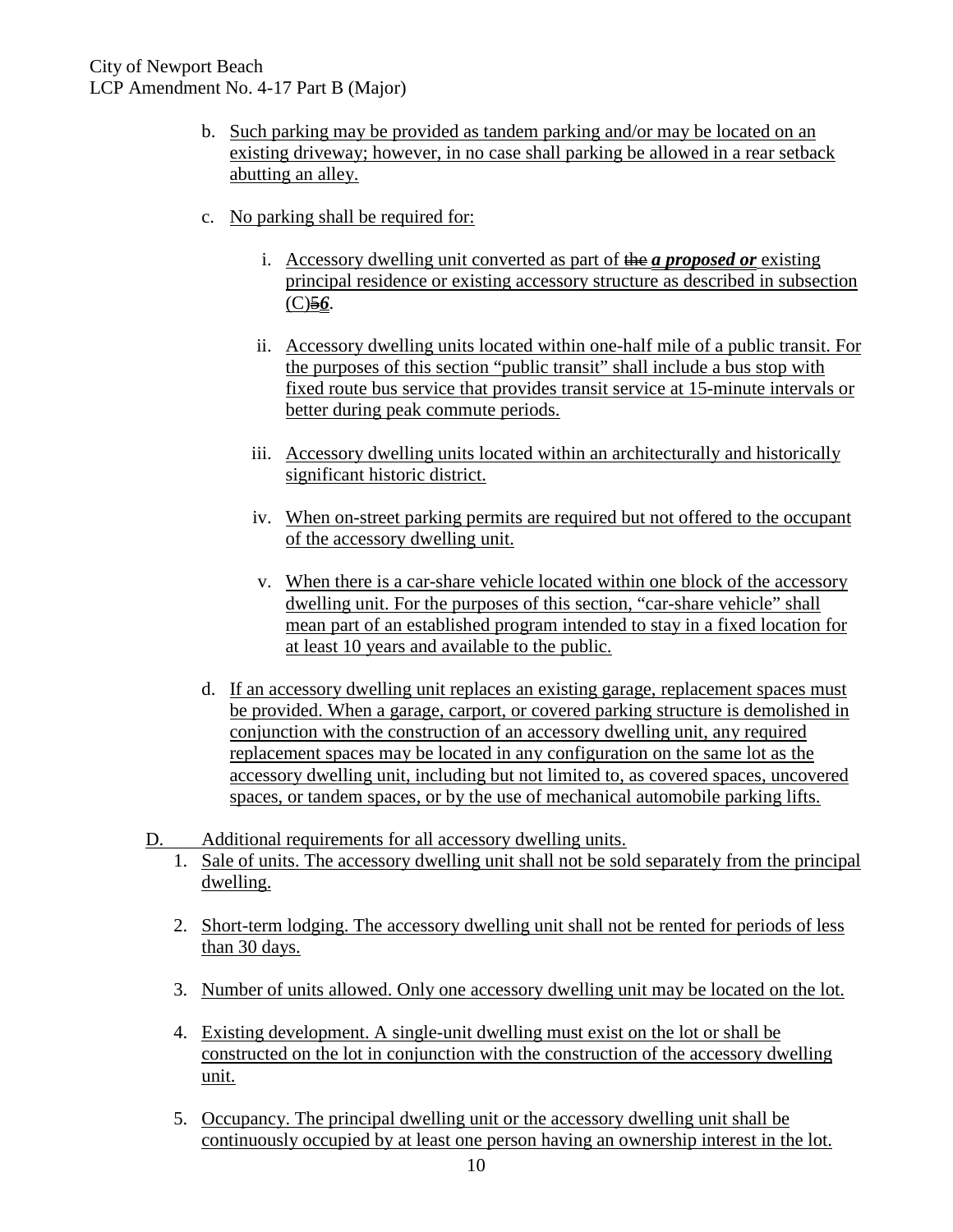b. Such parking may be provided as tandem parking and/or may be located on an existing driveway; however, in no case shall parking be allowed in a rear setback abutting an alley.

c. No parking shall be required for:

   i. Accessory dwelling unit converted as part of ~~the~~ ***a proposed or*** existing principal residence or existing accessory structure as described in subsection (C)~~5~~***6***.

   ii. Accessory dwelling units located within one-half mile of a public transit. For the purposes of this section "public transit" shall include a bus stop with fixed route bus service that provides transit service at 15-minute intervals or better during peak commute periods.

   iii. Accessory dwelling units located within an architecturally and historically significant historic district.

   iv. When on-street parking permits are required but not offered to the occupant of the accessory dwelling unit.

   v. When there is a car-share vehicle located within one block of the accessory dwelling unit. For the purposes of this section, "car-share vehicle" shall mean part of an established program intended to stay in a fixed location for at least 10 years and available to the public.

d. If an accessory dwelling unit replaces an existing garage, replacement spaces must be provided. When a garage, carport, or covered parking structure is demolished in conjunction with the construction of an accessory dwelling unit, any required replacement spaces may be located in any configuration on the same lot as the accessory dwelling unit, including but not limited to, as covered spaces, uncovered spaces, or tandem spaces, or by the use of mechanical automobile parking lifts.

D. Additional requirements for all accessory dwelling units.

1. Sale of units. The accessory dwelling unit shall not be sold separately from the principal dwelling.

2. Short-term lodging. The accessory dwelling unit shall not be rented for periods of less than 30 days.

3. Number of units allowed. Only one accessory dwelling unit may be located on the lot.

4. Existing development. A single-unit dwelling must exist on the lot or shall be constructed on the lot in conjunction with the construction of the accessory dwelling unit.

5. Occupancy. The principal dwelling unit or the accessory dwelling unit shall be continuously occupied by at least one person having an ownership interest in the lot.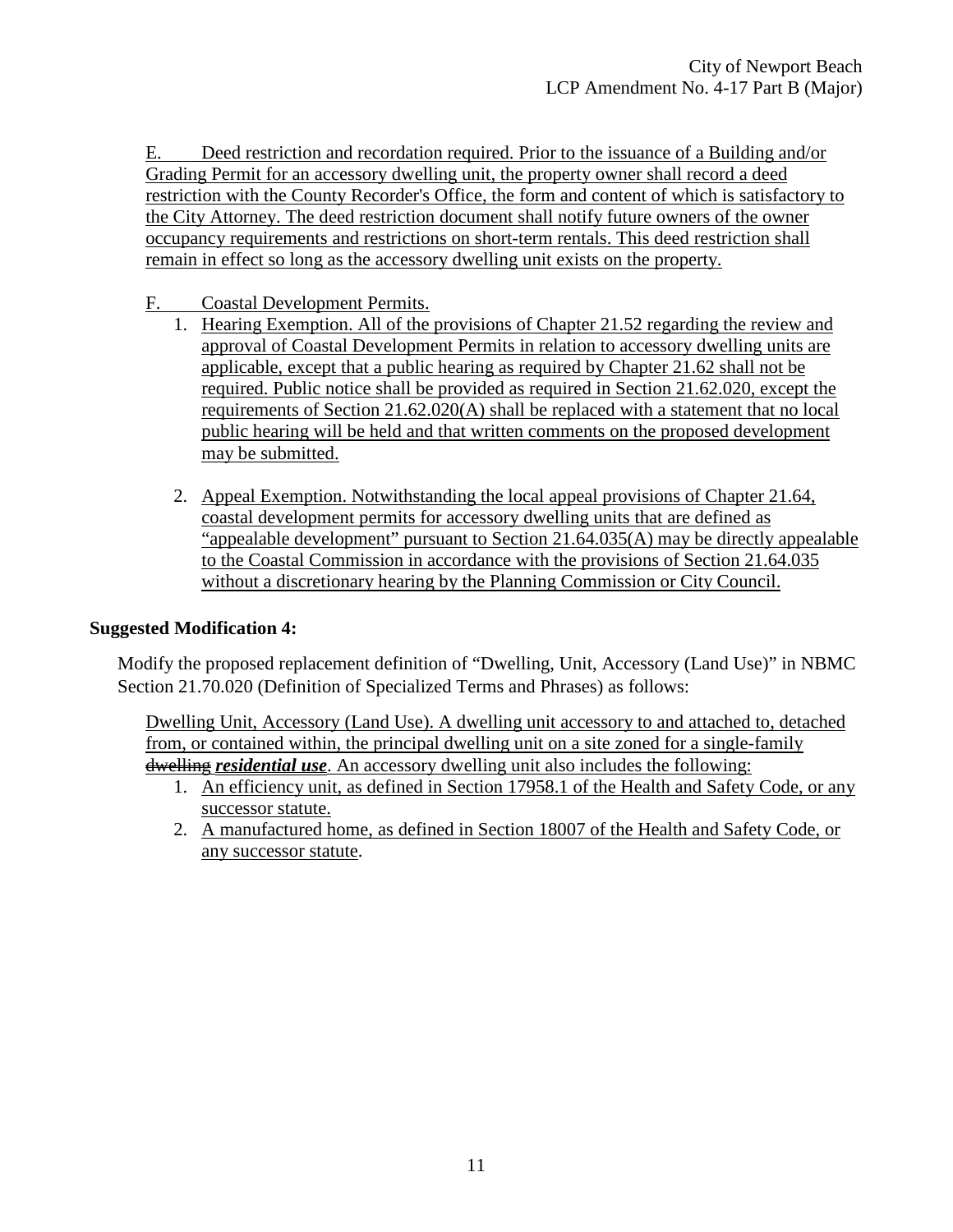E. Deed restriction and recordation required. Prior to the issuance of a Building and/or Grading Permit for an accessory dwelling unit, the property owner shall record a deed restriction with the County Recorder's Office, the form and content of which is satisfactory to the City Attorney. The deed restriction document shall notify future owners of the owner occupancy requirements and restrictions on short-term rentals. This deed restriction shall remain in effect so long as the accessory dwelling unit exists on the property.

F. Coastal Development Permits.

1. Hearing Exemption. All of the provisions of Chapter 21.52 regarding the review and approval of Coastal Development Permits in relation to accessory dwelling units are applicable, except that a public hearing as required by Chapter 21.62 shall not be required. Public notice shall be provided as required in Section 21.62.020, except the requirements of Section 21.62.020(A) shall be replaced with a statement that no local public hearing will be held and that written comments on the proposed development may be submitted.

2. Appeal Exemption. Notwithstanding the local appeal provisions of Chapter 21.64, coastal development permits for accessory dwelling units that are defined as "appealable development" pursuant to Section 21.64.035(A) may be directly appealable to the Coastal Commission in accordance with the provisions of Section 21.64.035 without a discretionary hearing by the Planning Commission or City Council.

**Suggested Modification 4:**

Modify the proposed replacement definition of "Dwelling, Unit, Accessory (Land Use)" in NBMC Section 21.70.020 (Definition of Specialized Terms and Phrases) as follows:

Dwelling Unit, Accessory (Land Use). A dwelling unit accessory to and attached to, detached from, or contained within, the principal dwelling unit on a site zoned for a single-family ~~dwelling~~ ***residential use***. An accessory dwelling unit also includes the following:

1. An efficiency unit, as defined in Section 17958.1 of the Health and Safety Code, or any successor statute.
2. A manufactured home, as defined in Section 18007 of the Health and Safety Code, or any successor statute.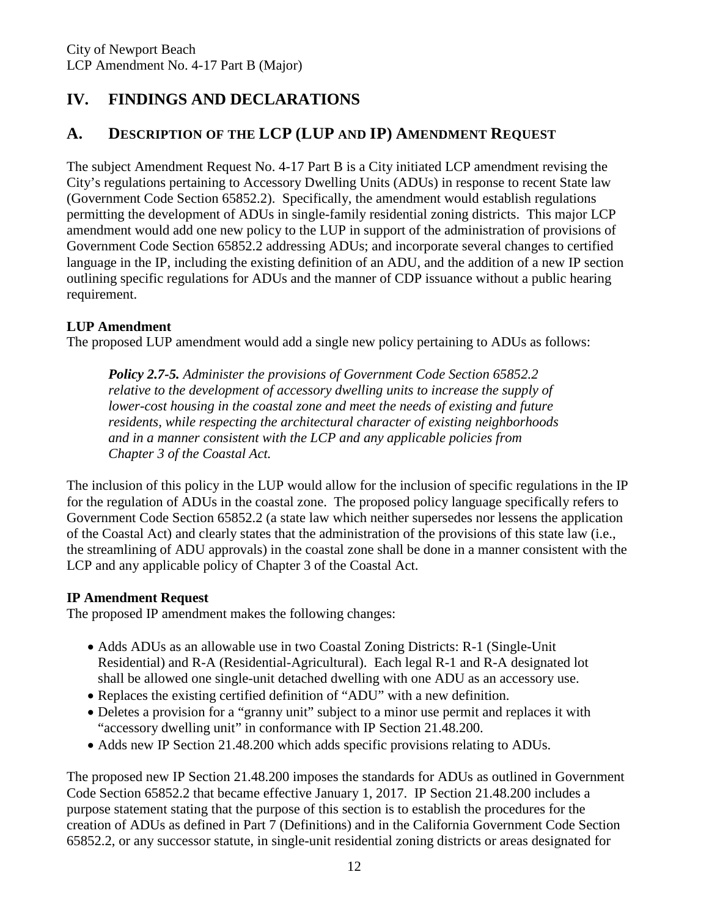# IV. FINDINGS AND DECLARATIONS

## A. DESCRIPTION OF THE LCP (LUP AND IP) AMENDMENT REQUEST

The subject Amendment Request No. 4-17 Part B is a City initiated LCP amendment revising the City's regulations pertaining to Accessory Dwelling Units (ADUs) in response to recent State law (Government Code Section 65852.2). Specifically, the amendment would establish regulations permitting the development of ADUs in single-family residential zoning districts. This major LCP amendment would add one new policy to the LUP in support of the administration of provisions of Government Code Section 65852.2 addressing ADUs; and incorporate several changes to certified language in the IP, including the existing definition of an ADU, and the addition of a new IP section outlining specific regulations for ADUs and the manner of CDP issuance without a public hearing requirement.

**LUP Amendment**

The proposed LUP amendment would add a single new policy pertaining to ADUs as follows:

> ***Policy 2.7-5.*** *Administer the provisions of Government Code Section 65852.2 relative to the development of accessory dwelling units to increase the supply of lower-cost housing in the coastal zone and meet the needs of existing and future residents, while respecting the architectural character of existing neighborhoods and in a manner consistent with the LCP and any applicable policies from Chapter 3 of the Coastal Act.*

The inclusion of this policy in the LUP would allow for the inclusion of specific regulations in the IP for the regulation of ADUs in the coastal zone. The proposed policy language specifically refers to Government Code Section 65852.2 (a state law which neither supersedes nor lessens the application of the Coastal Act) and clearly states that the administration of the provisions of this state law (i.e., the streamlining of ADU approvals) in the coastal zone shall be done in a manner consistent with the LCP and any applicable policy of Chapter 3 of the Coastal Act.

**IP Amendment Request**

The proposed IP amendment makes the following changes:

- Adds ADUs as an allowable use in two Coastal Zoning Districts: R-1 (Single-Unit Residential) and R-A (Residential-Agricultural). Each legal R-1 and R-A designated lot shall be allowed one single-unit detached dwelling with one ADU as an accessory use.
- Replaces the existing certified definition of "ADU" with a new definition.
- Deletes a provision for a "granny unit" subject to a minor use permit and replaces it with "accessory dwelling unit" in conformance with IP Section 21.48.200.
- Adds new IP Section 21.48.200 which adds specific provisions relating to ADUs.

The proposed new IP Section 21.48.200 imposes the standards for ADUs as outlined in Government Code Section 65852.2 that became effective January 1, 2017. IP Section 21.48.200 includes a purpose statement stating that the purpose of this section is to establish the procedures for the creation of ADUs as defined in Part 7 (Definitions) and in the California Government Code Section 65852.2, or any successor statute, in single-unit residential zoning districts or areas designated for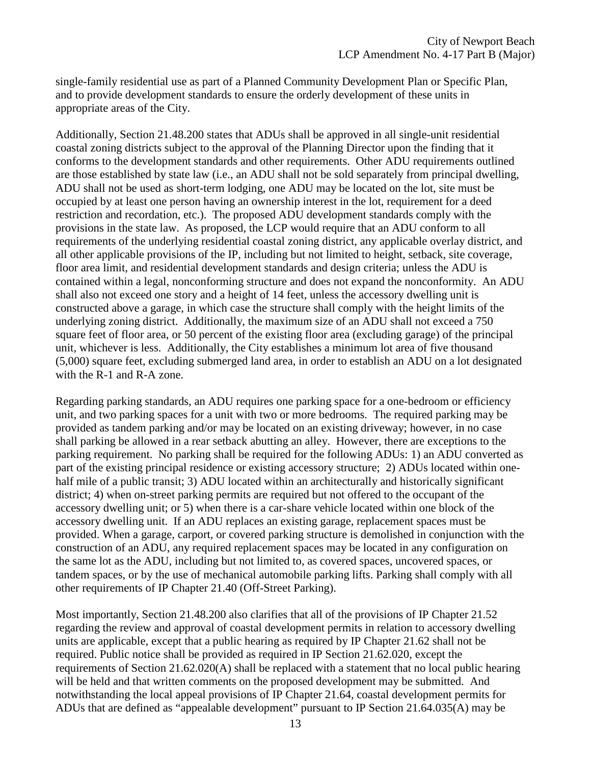single-family residential use as part of a Planned Community Development Plan or Specific Plan, and to provide development standards to ensure the orderly development of these units in appropriate areas of the City.

Additionally, Section 21.48.200 states that ADUs shall be approved in all single-unit residential coastal zoning districts subject to the approval of the Planning Director upon the finding that it conforms to the development standards and other requirements. Other ADU requirements outlined are those established by state law (i.e., an ADU shall not be sold separately from principal dwelling, ADU shall not be used as short-term lodging, one ADU may be located on the lot, site must be occupied by at least one person having an ownership interest in the lot, requirement for a deed restriction and recordation, etc.). The proposed ADU development standards comply with the provisions in the state law. As proposed, the LCP would require that an ADU conform to all requirements of the underlying residential coastal zoning district, any applicable overlay district, and all other applicable provisions of the IP, including but not limited to height, setback, site coverage, floor area limit, and residential development standards and design criteria; unless the ADU is contained within a legal, nonconforming structure and does not expand the nonconformity. An ADU shall also not exceed one story and a height of 14 feet, unless the accessory dwelling unit is constructed above a garage, in which case the structure shall comply with the height limits of the underlying zoning district. Additionally, the maximum size of an ADU shall not exceed a 750 square feet of floor area, or 50 percent of the existing floor area (excluding garage) of the principal unit, whichever is less. Additionally, the City establishes a minimum lot area of five thousand (5,000) square feet, excluding submerged land area, in order to establish an ADU on a lot designated with the R-1 and R-A zone.

Regarding parking standards, an ADU requires one parking space for a one-bedroom or efficiency unit, and two parking spaces for a unit with two or more bedrooms. The required parking may be provided as tandem parking and/or may be located on an existing driveway; however, in no case shall parking be allowed in a rear setback abutting an alley. However, there are exceptions to the parking requirement. No parking shall be required for the following ADUs: 1) an ADU converted as part of the existing principal residence or existing accessory structure; 2) ADUs located within one-half mile of a public transit; 3) ADU located within an architecturally and historically significant district; 4) when on-street parking permits are required but not offered to the occupant of the accessory dwelling unit; or 5) when there is a car-share vehicle located within one block of the accessory dwelling unit. If an ADU replaces an existing garage, replacement spaces must be provided. When a garage, carport, or covered parking structure is demolished in conjunction with the construction of an ADU, any required replacement spaces may be located in any configuration on the same lot as the ADU, including but not limited to, as covered spaces, uncovered spaces, or tandem spaces, or by the use of mechanical automobile parking lifts. Parking shall comply with all other requirements of IP Chapter 21.40 (Off-Street Parking).

Most importantly, Section 21.48.200 also clarifies that all of the provisions of IP Chapter 21.52 regarding the review and approval of coastal development permits in relation to accessory dwelling units are applicable, except that a public hearing as required by IP Chapter 21.62 shall not be required. Public notice shall be provided as required in IP Section 21.62.020, except the requirements of Section 21.62.020(A) shall be replaced with a statement that no local public hearing will be held and that written comments on the proposed development may be submitted. And notwithstanding the local appeal provisions of IP Chapter 21.64, coastal development permits for ADUs that are defined as "appealable development" pursuant to IP Section 21.64.035(A) may be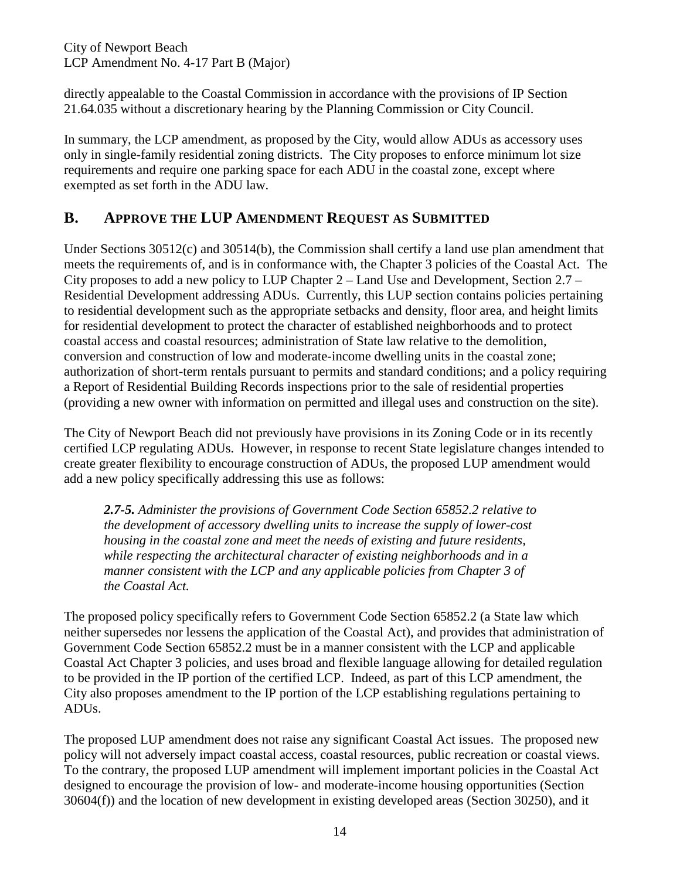directly appealable to the Coastal Commission in accordance with the provisions of IP Section 21.64.035 without a discretionary hearing by the Planning Commission or City Council.

In summary, the LCP amendment, as proposed by the City, would allow ADUs as accessory uses only in single-family residential zoning districts. The City proposes to enforce minimum lot size requirements and require one parking space for each ADU in the coastal zone, except where exempted as set forth in the ADU law.

## B. Approve the LUP Amendment Request as Submitted

Under Sections 30512(c) and 30514(b), the Commission shall certify a land use plan amendment that meets the requirements of, and is in conformance with, the Chapter 3 policies of the Coastal Act. The City proposes to add a new policy to LUP Chapter 2 – Land Use and Development, Section 2.7 – Residential Development addressing ADUs. Currently, this LUP section contains policies pertaining to residential development such as the appropriate setbacks and density, floor area, and height limits for residential development to protect the character of established neighborhoods and to protect coastal access and coastal resources; administration of State law relative to the demolition, conversion and construction of low and moderate-income dwelling units in the coastal zone; authorization of short-term rentals pursuant to permits and standard conditions; and a policy requiring a Report of Residential Building Records inspections prior to the sale of residential properties (providing a new owner with information on permitted and illegal uses and construction on the site).

The City of Newport Beach did not previously have provisions in its Zoning Code or in its recently certified LCP regulating ADUs. However, in response to recent State legislature changes intended to create greater flexibility to encourage construction of ADUs, the proposed LUP amendment would add a new policy specifically addressing this use as follows:

> ***2.7-5.*** *Administer the provisions of Government Code Section 65852.2 relative to the development of accessory dwelling units to increase the supply of lower-cost housing in the coastal zone and meet the needs of existing and future residents, while respecting the architectural character of existing neighborhoods and in a manner consistent with the LCP and any applicable policies from Chapter 3 of the Coastal Act.*

The proposed policy specifically refers to Government Code Section 65852.2 (a State law which neither supersedes nor lessens the application of the Coastal Act), and provides that administration of Government Code Section 65852.2 must be in a manner consistent with the LCP and applicable Coastal Act Chapter 3 policies, and uses broad and flexible language allowing for detailed regulation to be provided in the IP portion of the certified LCP. Indeed, as part of this LCP amendment, the City also proposes amendment to the IP portion of the LCP establishing regulations pertaining to ADUs.

The proposed LUP amendment does not raise any significant Coastal Act issues. The proposed new policy will not adversely impact coastal access, coastal resources, public recreation or coastal views. To the contrary, the proposed LUP amendment will implement important policies in the Coastal Act designed to encourage the provision of low- and moderate-income housing opportunities (Section 30604(f)) and the location of new development in existing developed areas (Section 30250), and it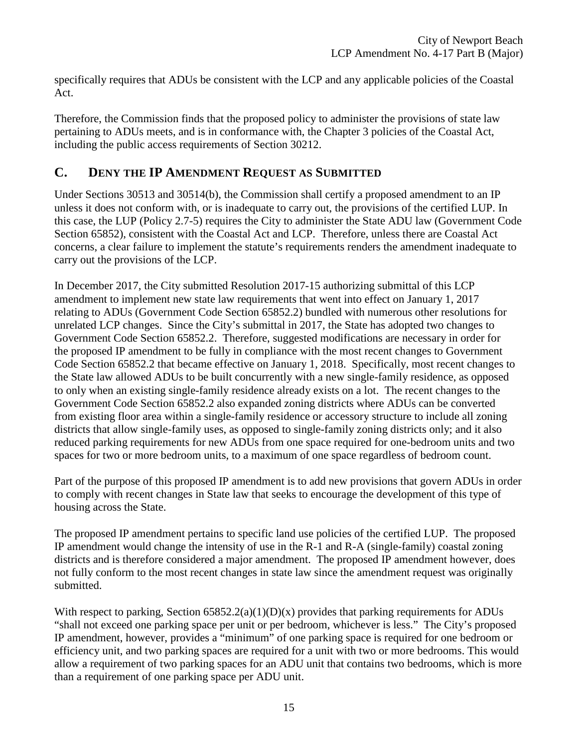specifically requires that ADUs be consistent with the LCP and any applicable policies of the Coastal Act.

Therefore, the Commission finds that the proposed policy to administer the provisions of state law pertaining to ADUs meets, and is in conformance with, the Chapter 3 policies of the Coastal Act, including the public access requirements of Section 30212.

## C. Deny the IP Amendment Request as Submitted

Under Sections 30513 and 30514(b), the Commission shall certify a proposed amendment to an IP unless it does not conform with, or is inadequate to carry out, the provisions of the certified LUP. In this case, the LUP (Policy 2.7-5) requires the City to administer the State ADU law (Government Code Section 65852), consistent with the Coastal Act and LCP. Therefore, unless there are Coastal Act concerns, a clear failure to implement the statute's requirements renders the amendment inadequate to carry out the provisions of the LCP.

In December 2017, the City submitted Resolution 2017-15 authorizing submittal of this LCP amendment to implement new state law requirements that went into effect on January 1, 2017 relating to ADUs (Government Code Section 65852.2) bundled with numerous other resolutions for unrelated LCP changes. Since the City's submittal in 2017, the State has adopted two changes to Government Code Section 65852.2. Therefore, suggested modifications are necessary in order for the proposed IP amendment to be fully in compliance with the most recent changes to Government Code Section 65852.2 that became effective on January 1, 2018. Specifically, most recent changes to the State law allowed ADUs to be built concurrently with a new single-family residence, as opposed to only when an existing single-family residence already exists on a lot. The recent changes to the Government Code Section 65852.2 also expanded zoning districts where ADUs can be converted from existing floor area within a single-family residence or accessory structure to include all zoning districts that allow single-family uses, as opposed to single-family zoning districts only; and it also reduced parking requirements for new ADUs from one space required for one-bedroom units and two spaces for two or more bedroom units, to a maximum of one space regardless of bedroom count.

Part of the purpose of this proposed IP amendment is to add new provisions that govern ADUs in order to comply with recent changes in State law that seeks to encourage the development of this type of housing across the State.

The proposed IP amendment pertains to specific land use policies of the certified LUP. The proposed IP amendment would change the intensity of use in the R-1 and R-A (single-family) coastal zoning districts and is therefore considered a major amendment. The proposed IP amendment however, does not fully conform to the most recent changes in state law since the amendment request was originally submitted.

With respect to parking, Section 65852.2(a)(1)(D)(x) provides that parking requirements for ADUs "shall not exceed one parking space per unit or per bedroom, whichever is less." The City's proposed IP amendment, however, provides a "minimum" of one parking space is required for one bedroom or efficiency unit, and two parking spaces are required for a unit with two or more bedrooms. This would allow a requirement of two parking spaces for an ADU unit that contains two bedrooms, which is more than a requirement of one parking space per ADU unit.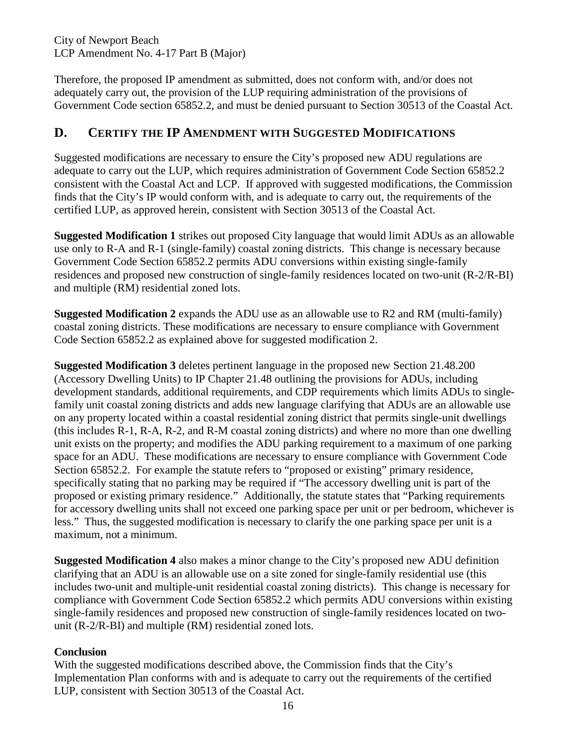Therefore, the proposed IP amendment as submitted, does not conform with, and/or does not adequately carry out, the provision of the LUP requiring administration of the provisions of Government Code section 65852.2, and must be denied pursuant to Section 30513 of the Coastal Act.

## D. CERTIFY THE IP AMENDMENT WITH SUGGESTED MODIFICATIONS

Suggested modifications are necessary to ensure the City's proposed new ADU regulations are adequate to carry out the LUP, which requires administration of Government Code Section 65852.2 consistent with the Coastal Act and LCP. If approved with suggested modifications, the Commission finds that the City's IP would conform with, and is adequate to carry out, the requirements of the certified LUP, as approved herein, consistent with Section 30513 of the Coastal Act.

**Suggested Modification 1** strikes out proposed City language that would limit ADUs as an allowable use only to R-A and R-1 (single-family) coastal zoning districts. This change is necessary because Government Code Section 65852.2 permits ADU conversions within existing single-family residences and proposed new construction of single-family residences located on two-unit (R-2/R-BI) and multiple (RM) residential zoned lots.

**Suggested Modification 2** expands the ADU use as an allowable use to R2 and RM (multi-family) coastal zoning districts. These modifications are necessary to ensure compliance with Government Code Section 65852.2 as explained above for suggested modification 2.

**Suggested Modification 3** deletes pertinent language in the proposed new Section 21.48.200 (Accessory Dwelling Units) to IP Chapter 21.48 outlining the provisions for ADUs, including development standards, additional requirements, and CDP requirements which limits ADUs to single-family unit coastal zoning districts and adds new language clarifying that ADUs are an allowable use on any property located within a coastal residential zoning district that permits single-unit dwellings (this includes R-1, R-A, R-2, and R-M coastal zoning districts) and where no more than one dwelling unit exists on the property; and modifies the ADU parking requirement to a maximum of one parking space for an ADU. These modifications are necessary to ensure compliance with Government Code Section 65852.2. For example the statute refers to "proposed or existing" primary residence, specifically stating that no parking may be required if "The accessory dwelling unit is part of the proposed or existing primary residence." Additionally, the statute states that "Parking requirements for accessory dwelling units shall not exceed one parking space per unit or per bedroom, whichever is less." Thus, the suggested modification is necessary to clarify the one parking space per unit is a maximum, not a minimum.

**Suggested Modification 4** also makes a minor change to the City's proposed new ADU definition clarifying that an ADU is an allowable use on a site zoned for single-family residential use (this includes two-unit and multiple-unit residential coastal zoning districts). This change is necessary for compliance with Government Code Section 65852.2 which permits ADU conversions within existing single-family residences and proposed new construction of single-family residences located on two-unit (R-2/R-BI) and multiple (RM) residential zoned lots.

**Conclusion**

With the suggested modifications described above, the Commission finds that the City's Implementation Plan conforms with and is adequate to carry out the requirements of the certified LUP, consistent with Section 30513 of the Coastal Act.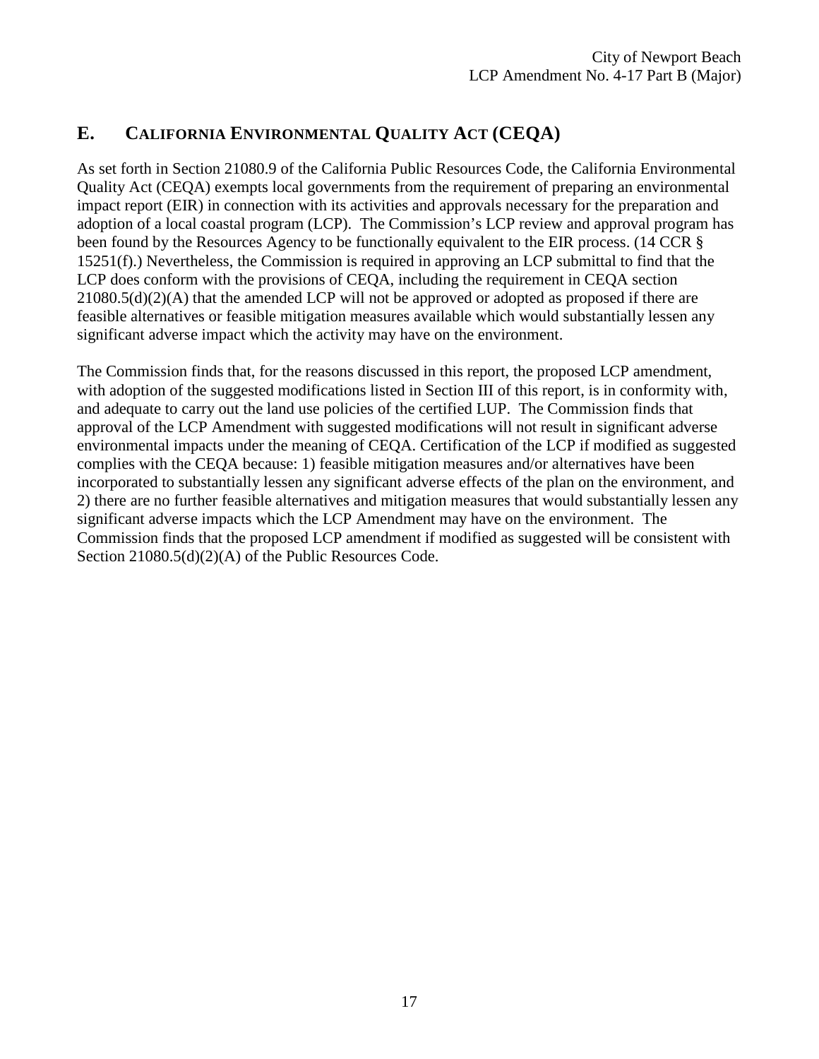## E. California Environmental Quality Act (CEQA)

As set forth in Section 21080.9 of the California Public Resources Code, the California Environmental Quality Act (CEQA) exempts local governments from the requirement of preparing an environmental impact report (EIR) in connection with its activities and approvals necessary for the preparation and adoption of a local coastal program (LCP). The Commission's LCP review and approval program has been found by the Resources Agency to be functionally equivalent to the EIR process. (14 CCR § 15251(f).) Nevertheless, the Commission is required in approving an LCP submittal to find that the LCP does conform with the provisions of CEQA, including the requirement in CEQA section 21080.5(d)(2)(A) that the amended LCP will not be approved or adopted as proposed if there are feasible alternatives or feasible mitigation measures available which would substantially lessen any significant adverse impact which the activity may have on the environment.

The Commission finds that, for the reasons discussed in this report, the proposed LCP amendment, with adoption of the suggested modifications listed in Section III of this report, is in conformity with, and adequate to carry out the land use policies of the certified LUP. The Commission finds that approval of the LCP Amendment with suggested modifications will not result in significant adverse environmental impacts under the meaning of CEQA. Certification of the LCP if modified as suggested complies with the CEQA because: 1) feasible mitigation measures and/or alternatives have been incorporated to substantially lessen any significant adverse effects of the plan on the environment, and 2) there are no further feasible alternatives and mitigation measures that would substantially lessen any significant adverse impacts which the LCP Amendment may have on the environment. The Commission finds that the proposed LCP amendment if modified as suggested will be consistent with Section 21080.5(d)(2)(A) of the Public Resources Code.